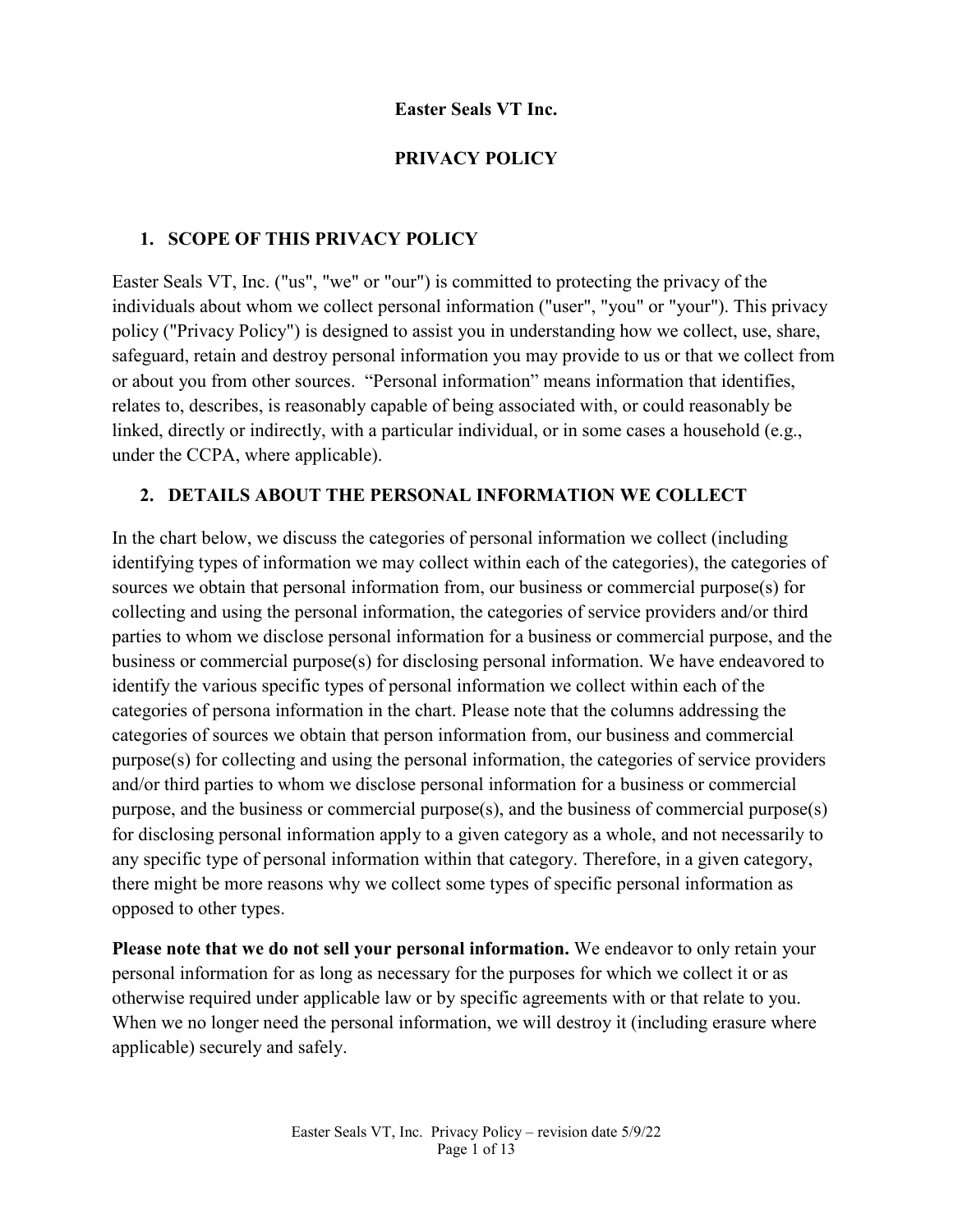**Easter Seals VT Inc.**

**PRIVACY POLICY**

## 1. SCOPE OF THIS PRIVACY POLICY

Easter Seals VT, Inc. ("us", "we" or "our") is committed to protecting the privacy of the individuals about whom we collect personal information ("user", "you" or "your"). This privacy policy ("Privacy Policy") is designed to assist you in understanding how we collect, use, share, safeguard, retain and destroy personal information you may provide to us or that we collect from or about you from other sources. "Personal information" means information that identifies, relates to, describes, is reasonably capable of being associated with, or could reasonably be linked, directly or indirectly, with a particular individual, or in some cases a household (e.g., under the CCPA, where applicable).

## 2. DETAILS ABOUT THE PERSONAL INFORMATION WE COLLECT

In the chart below, we discuss the categories of personal information we collect (including identifying types of information we may collect within each of the categories), the categories of sources we obtain that personal information from, our business or commercial purpose(s) for collecting and using the personal information, the categories of service providers and/or third parties to whom we disclose personal information for a business or commercial purpose, and the business or commercial purpose(s) for disclosing personal information. We have endeavored to identify the various specific types of personal information we collect within each of the categories of persona information in the chart. Please note that the columns addressing the categories of sources we obtain that person information from, our business and commercial purpose(s) for collecting and using the personal information, the categories of service providers and/or third parties to whom we disclose personal information for a business or commercial purpose, and the business or commercial purpose(s), and the business of commercial purpose(s) for disclosing personal information apply to a given category as a whole, and not necessarily to any specific type of personal information within that category. Therefore, in a given category, there might be more reasons why we collect some types of specific personal information as opposed to other types.

**Please note that we do not sell your personal information.** We endeavor to only retain your personal information for as long as necessary for the purposes for which we collect it or as otherwise required under applicable law or by specific agreements with or that relate to you. When we no longer need the personal information, we will destroy it (including erasure where applicable) securely and safely.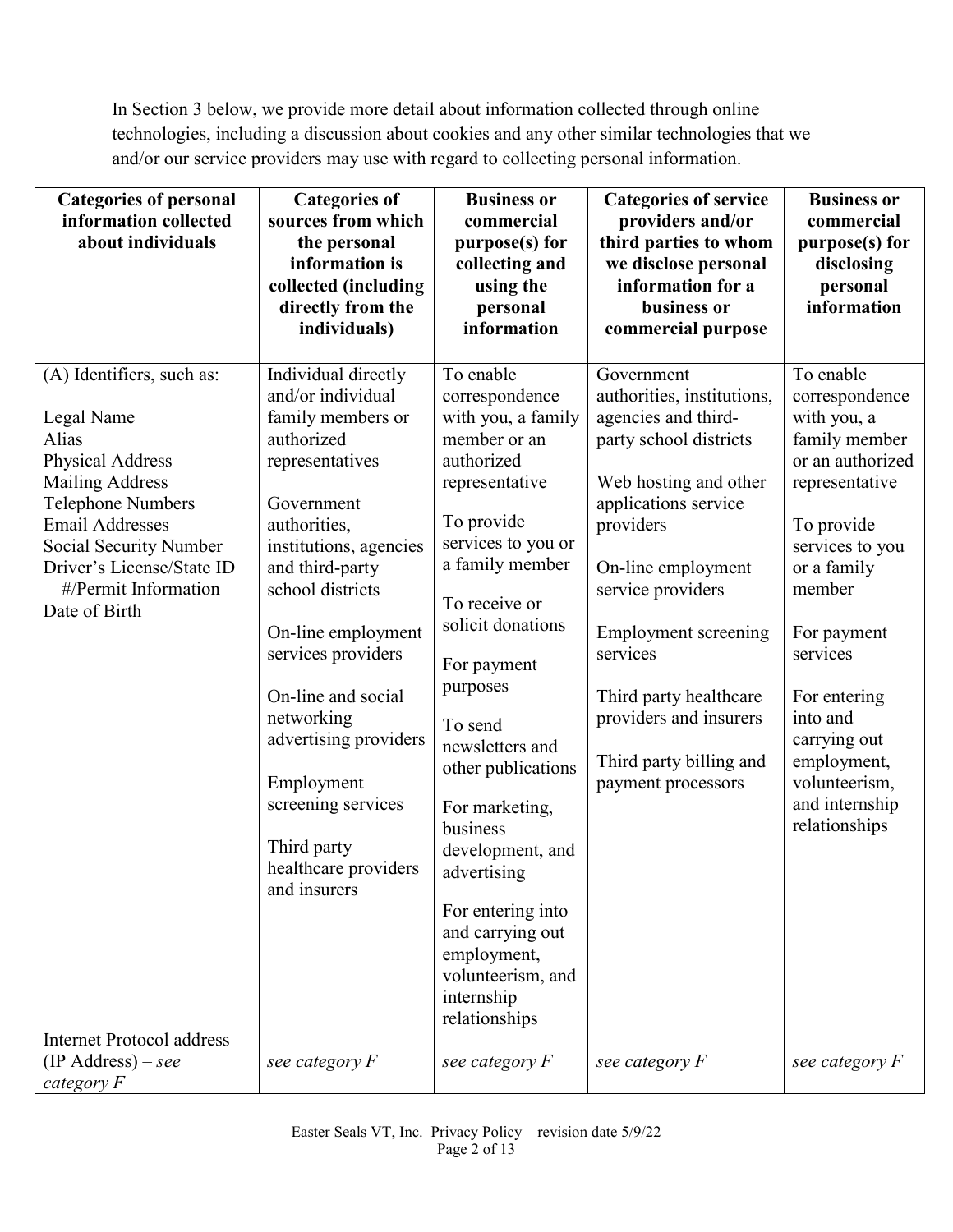In Section 3 below, we provide more detail about information collected through online technologies, including a discussion about cookies and any other similar technologies that we and/or our service providers may use with regard to collecting personal information.

| Categories of personal information collected about individuals | Categories of sources from which the personal information is collected (including directly from the individuals) | Business or commercial purpose(s) for collecting and using the personal information | Categories of service providers and/or third parties to whom we disclose personal information for a business or commercial purpose | Business or commercial purpose(s) for disclosing personal information |
|---|---|---|---|---|
| (A) Identifiers, such as:<br><br>Legal Name<br>Alias<br>Physical Address<br>Mailing Address<br>Telephone Numbers<br>Email Addresses<br>Social Security Number<br>Driver's License/State ID #/Permit Information<br>Date of Birth | Individual directly and/or individual family members or authorized representatives<br><br>Government authorities, institutions, agencies and third-party school districts<br><br>On-line employment services providers<br><br>On-line and social networking advertising providers<br><br>Employment screening services<br><br>Third party healthcare providers and insurers | To enable correspondence with you, a family member or an authorized representative<br><br>To provide services to you or a family member<br><br>To receive or solicit donations<br><br>For payment purposes<br><br>To send newsletters and other publications<br><br>For marketing, business development, and advertising<br><br>For entering into and carrying out employment, volunteerism, and internship relationships | Government authorities, institutions, agencies and third-party school districts<br><br>Web hosting and other applications service providers<br><br>On-line employment service providers<br><br>Employment screening services<br><br>Third party healthcare providers and insurers<br><br>Third party billing and payment processors | To enable correspondence with you, a family member or an authorized representative<br><br>To provide services to you or a family member<br><br>For payment services<br><br>For entering into and carrying out employment, volunteerism, and internship relationships |
| Internet Protocol address (IP Address) – *see category F* | *see category F* | *see category F* | *see category F* | *see category F* |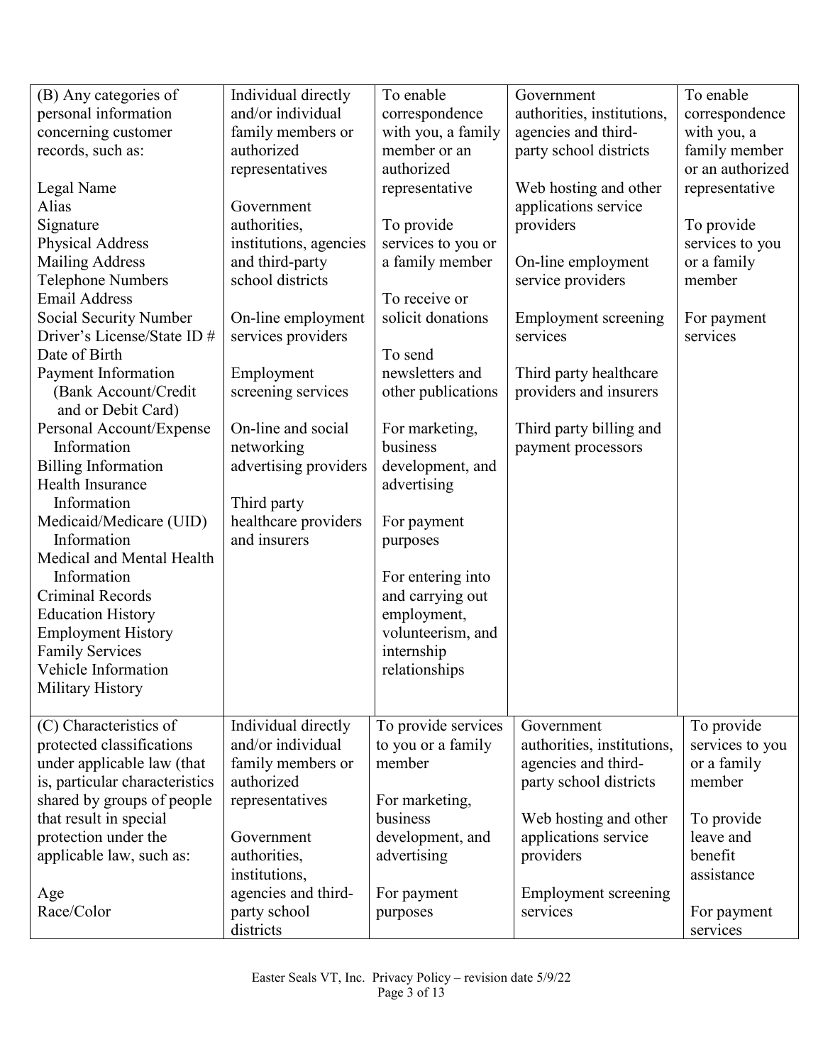| | | | | |
|---|---|---|---|---|
| (B) Any categories of personal information concerning customer records, such as:<br><br>Legal Name<br>Alias<br>Signature<br>Physical Address<br>Mailing Address<br>Telephone Numbers<br>Email Address<br>Social Security Number<br>Driver's License/State ID #<br>Date of Birth<br>Payment Information (Bank Account/Credit and or Debit Card)<br>Personal Account/Expense Information<br>Billing Information<br>Health Insurance Information<br>Medicaid/Medicare (UID) Information<br>Medical and Mental Health Information<br>Criminal Records<br>Education History<br>Employment History<br>Family Services<br>Vehicle Information<br>Military History | Individual directly and/or individual family members or authorized representatives<br><br>Government authorities, institutions, agencies and third-party school districts<br><br>On-line employment services providers<br><br>Employment screening services<br><br>On-line and social networking advertising providers<br><br>Third party healthcare providers and insurers | To enable correspondence with you, a family member or an authorized representative<br><br>To provide services to you or a family member<br><br>To receive or solicit donations<br><br>To send newsletters and other publications<br><br>For marketing, business development, and advertising<br><br>For payment purposes<br><br>For entering into and carrying out employment, volunteerism, and internship relationships | Government authorities, institutions, agencies and third-party school districts<br><br>Web hosting and other applications service providers<br><br>On-line employment service providers<br><br>Employment screening services<br><br>Third party healthcare providers and insurers<br><br>Third party billing and payment processors | To enable correspondence with you, a family member or an authorized representative<br><br>To provide services to you or a family member<br><br>For payment services |
| (C) Characteristics of protected classifications under applicable law (that is, particular characteristics shared by groups of people that result in special protection under the applicable law, such as:<br><br>Age<br>Race/Color | Individual directly and/or individual family members or authorized representatives<br><br>Government authorities, institutions, agencies and third-party school districts | To provide services to you or a family member<br><br>For marketing, business development, and advertising<br><br>For payment purposes | Government authorities, institutions, agencies and third-party school districts<br><br>Web hosting and other applications service providers<br><br>Employment screening services | To provide services to you or a family member<br><br>To provide leave and benefit assistance<br><br>For payment services |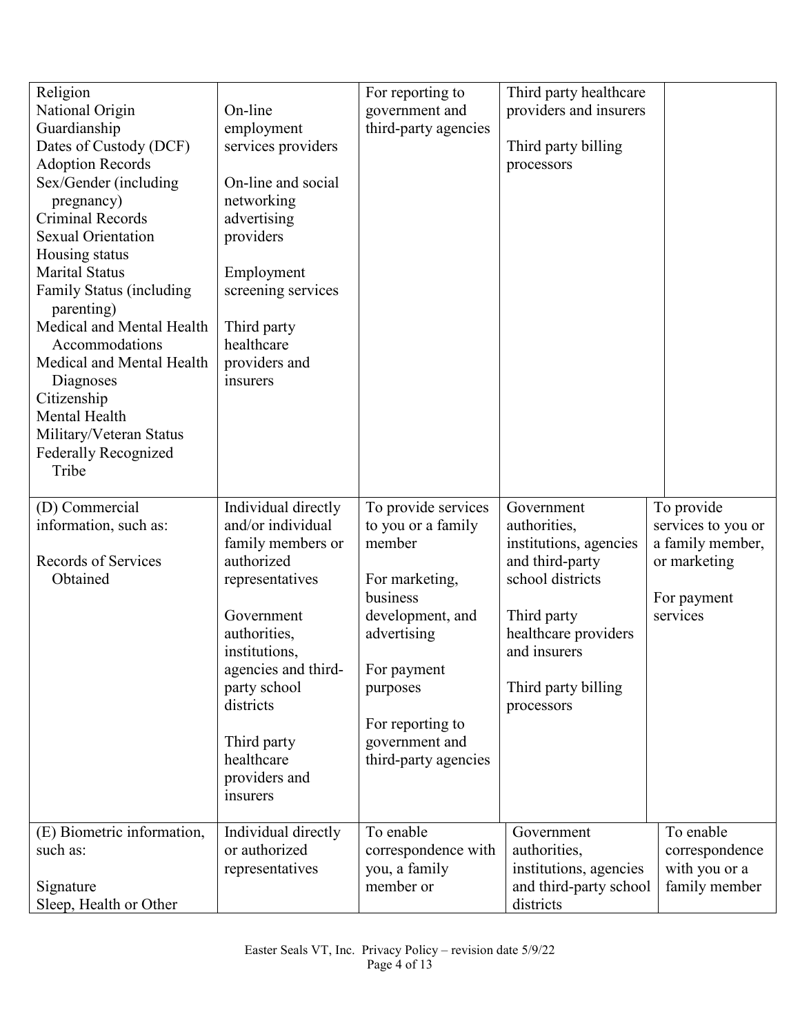| | | | | |
|---|---|---|---|---|
| Religion<br>National Origin<br>Guardianship<br>Dates of Custody (DCF)<br>Adoption Records<br>Sex/Gender (including pregnancy)<br>Criminal Records<br>Sexual Orientation<br>Housing status<br>Marital Status<br>Family Status (including parenting)<br>Medical and Mental Health Accommodations<br>Medical and Mental Health Diagnoses<br>Citizenship<br>Mental Health<br>Military/Veteran Status<br>Federally Recognized Tribe | On-line employment services providers<br><br>On-line and social networking advertising providers<br><br>Employment screening services<br><br>Third party healthcare providers and insurers | For reporting to government and third-party agencies | Third party healthcare providers and insurers<br><br>Third party billing processors | |
| (D) Commercial information, such as:<br><br>Records of Services Obtained | Individual directly and/or individual family members or authorized representatives<br><br>Government authorities, institutions, agencies and third-party school districts<br><br>Third party healthcare providers and insurers | To provide services to you or a family member<br><br>For marketing, business development, and advertising<br><br>For payment purposes<br><br>For reporting to government and third-party agencies | Government authorities, institutions, agencies and third-party school districts<br><br>Third party healthcare providers and insurers<br><br>Third party billing processors | To provide services to you or a family member, or marketing<br><br>For payment services |
| (E) Biometric information, such as:<br><br>Signature<br>Sleep, Health or Other | Individual directly or authorized representatives | To enable correspondence with you, a family member or | Government authorities, institutions, agencies and third-party school districts | To enable correspondence with you or a family member |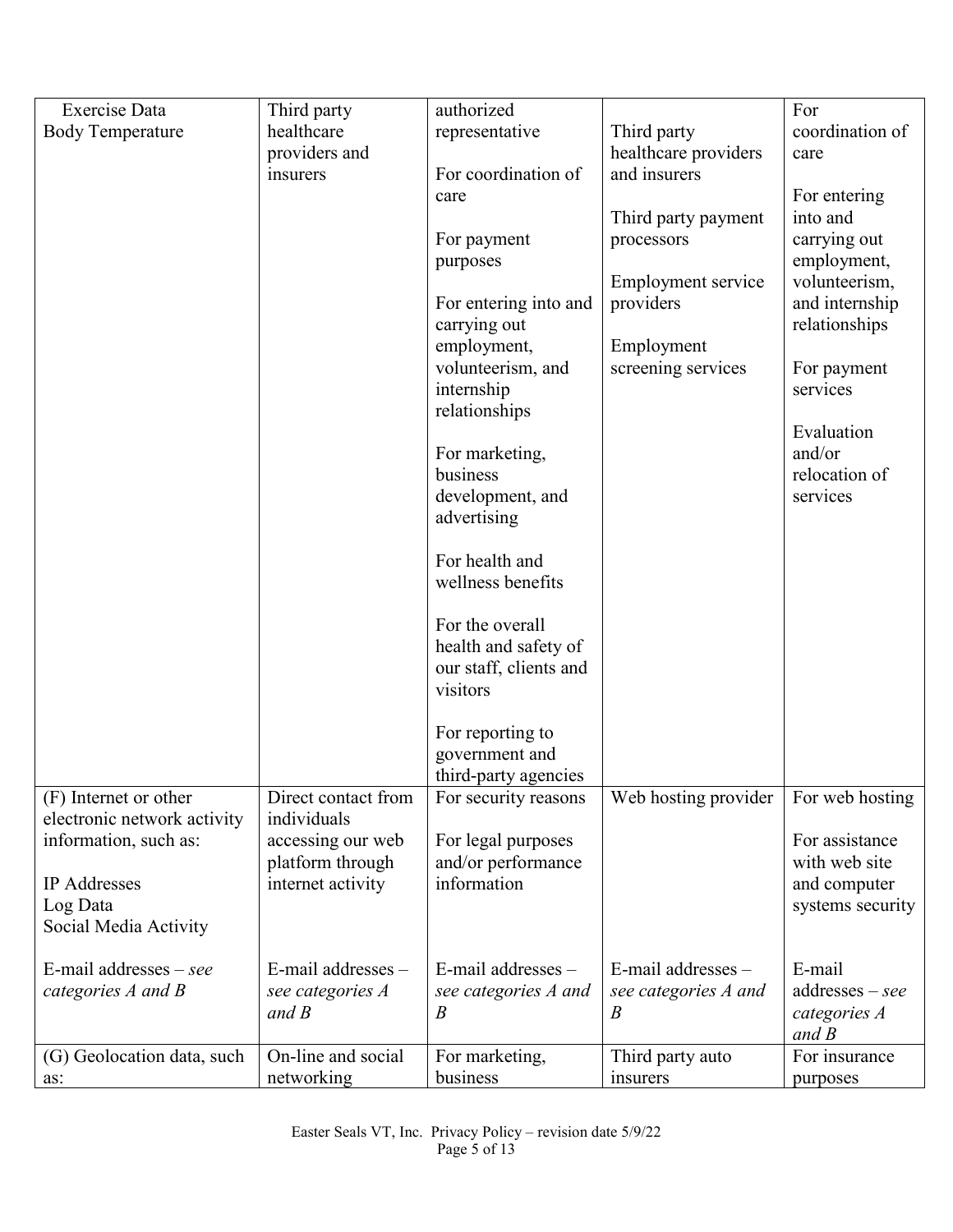| | | | | |
|---|---|---|---|---|
| Exercise Data<br>Body Temperature | Third party healthcare providers and insurers | authorized representative<br><br>For coordination of care<br><br>For payment purposes<br><br>For entering into and carrying out employment, volunteerism, and internship relationships<br><br>For marketing, business development, and advertising<br><br>For health and wellness benefits<br><br>For the overall health and safety of our staff, clients and visitors<br><br>For reporting to government and third-party agencies | Third party healthcare providers and insurers<br><br>Third party payment processors<br><br>Employment service providers<br><br>Employment screening services | For coordination of care<br><br>For entering into and carrying out employment, volunteerism, and internship relationships<br><br>For payment services<br><br>Evaluation and/or relocation of services |
| (F) Internet or other electronic network activity information, such as:<br><br>IP Addresses<br>Log Data<br>Social Media Activity<br><br>E-mail addresses – *see categories A and B* | Direct contact from individuals accessing our web platform through internet activity<br><br>E-mail addresses – *see categories A and B* | For security reasons<br><br>For legal purposes and/or performance information<br><br>E-mail addresses – *see categories A and B* | Web hosting provider<br><br>E-mail addresses – *see categories A and B* | For web hosting<br><br>For assistance with web site and computer systems security<br><br>E-mail addresses – *see categories A and B* |
| (G) Geolocation data, such as: | On-line and social networking | For marketing, business | Third party auto insurers | For insurance purposes |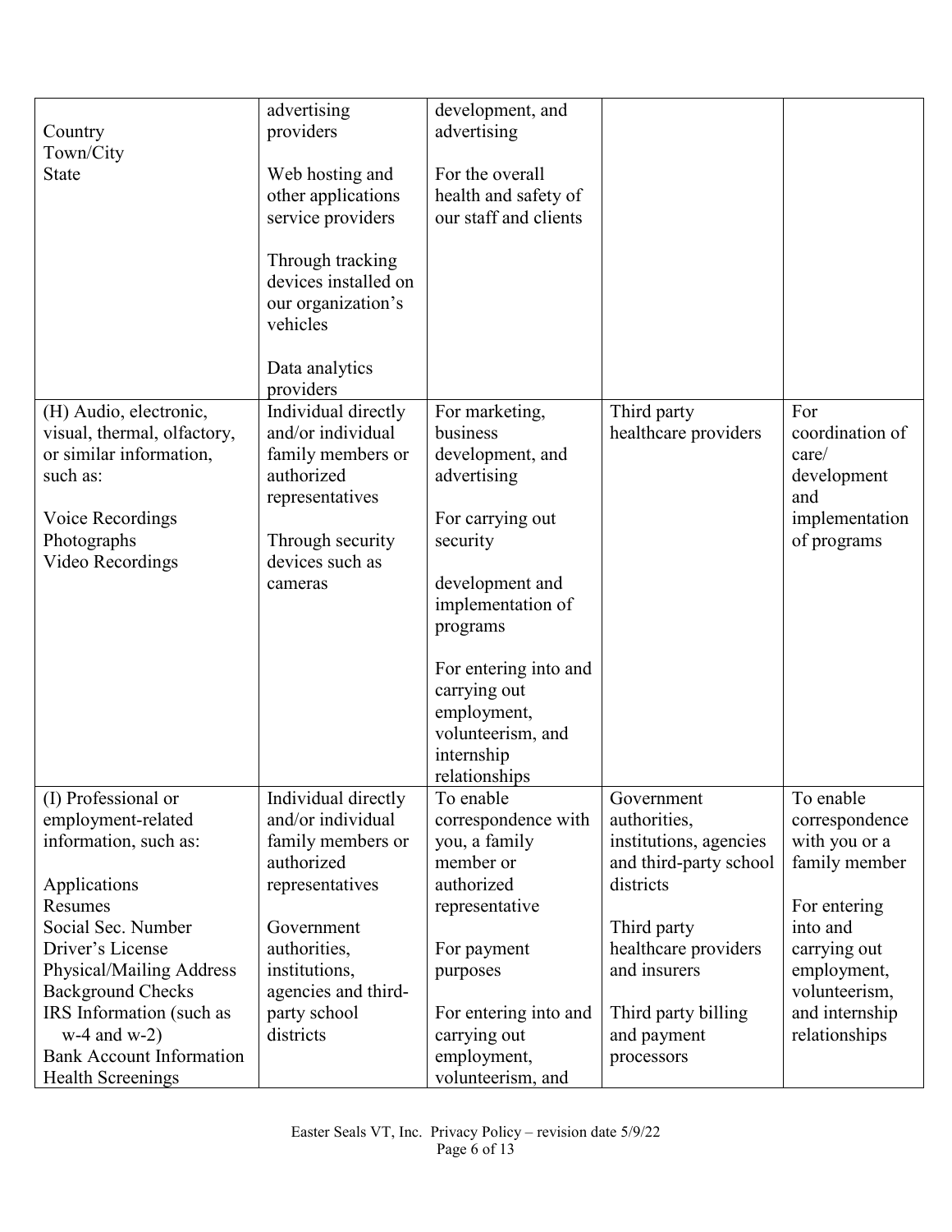| | | | | |
|---|---|---|---|---|
| Country<br>Town/City<br>State | advertising providers<br><br>Web hosting and other applications service providers<br><br>Through tracking devices installed on our organization's vehicles<br><br>Data analytics providers | development, and advertising<br><br>For the overall health and safety of our staff and clients | | |
| (H) Audio, electronic, visual, thermal, olfactory, or similar information, such as:<br><br>Voice Recordings<br>Photographs<br>Video Recordings | Individual directly and/or individual family members or authorized representatives<br><br>Through security devices such as cameras | For marketing, business development, and advertising<br><br>For carrying out security<br><br>development and implementation of programs<br><br>For entering into and carrying out employment, volunteerism, and internship relationships | Third party healthcare providers | For coordination of care/ development and implementation of programs |
| (I) Professional or employment-related information, such as:<br><br>Applications<br>Resumes<br>Social Sec. Number<br>Driver's License<br>Physical/Mailing Address<br>Background Checks<br>IRS Information (such as w-4 and w-2)<br>Bank Account Information<br>Health Screenings | Individual directly and/or individual family members or authorized representatives<br><br>Government authorities, institutions, agencies and third-party school districts | To enable correspondence with you, a family member or authorized representative<br><br>For payment purposes<br><br>For entering into and carrying out employment, volunteerism, and | Government authorities, institutions, agencies and third-party school districts<br><br>Third party healthcare providers and insurers<br><br>Third party billing and payment processors | To enable correspondence with you or a family member<br><br>For entering into and carrying out employment, volunteerism, and internship relationships |

Easter Seals VT, Inc. Privacy Policy – revision date 5/9/22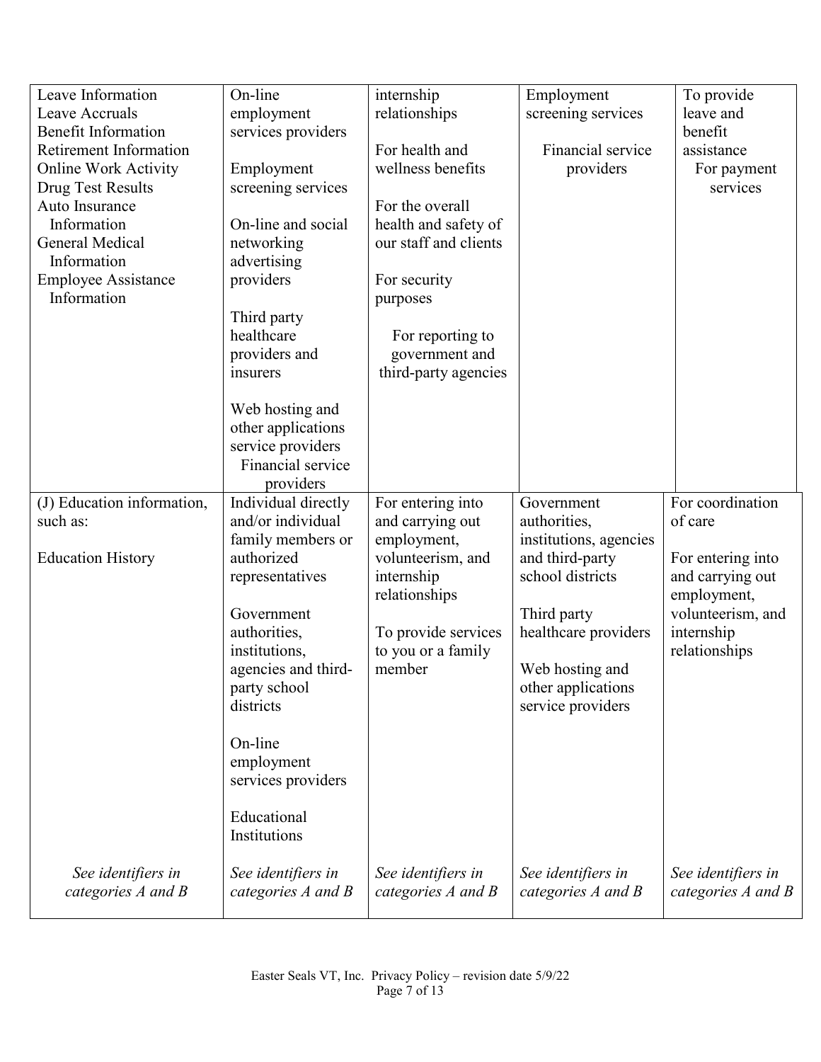| | | | | |
|---|---|---|---|---|
| Leave Information<br>Leave Accruals<br>Benefit Information<br>Retirement Information<br>Online Work Activity<br>Drug Test Results<br>Auto Insurance Information<br>General Medical Information<br>Employee Assistance Information | On-line employment services providers<br><br>Employment screening services<br><br>On-line and social networking advertising providers<br><br>Third party healthcare providers and insurers<br><br>Web hosting and other applications service providers<br>Financial service providers | internship relationships<br><br>For health and wellness benefits<br><br>For the overall health and safety of our staff and clients<br><br>For security purposes<br><br>For reporting to government and third-party agencies | Employment screening services<br><br>Financial service providers | To provide leave and benefit assistance<br>For payment services |
| (J) Education information, such as:<br><br>Education History<br><br>*See identifiers in categories A and B* | Individual directly and/or individual family members or authorized representatives<br><br>Government authorities, institutions, agencies and third-party school districts<br><br>On-line employment services providers<br><br>Educational Institutions<br><br>*See identifiers in categories A and B* | For entering into and carrying out employment, volunteerism, and internship relationships<br><br>To provide services to you or a family member<br><br>*See identifiers in categories A and B* | Government authorities, institutions, agencies and third-party school districts<br><br>Third party healthcare providers<br><br>Web hosting and other applications service providers<br><br>*See identifiers in categories A and B* | For coordination of care<br><br>For entering into and carrying out employment, volunteerism, and internship relationships<br><br>*See identifiers in categories A and B* |

Easter Seals VT, Inc. Privacy Policy – revision date 5/9/22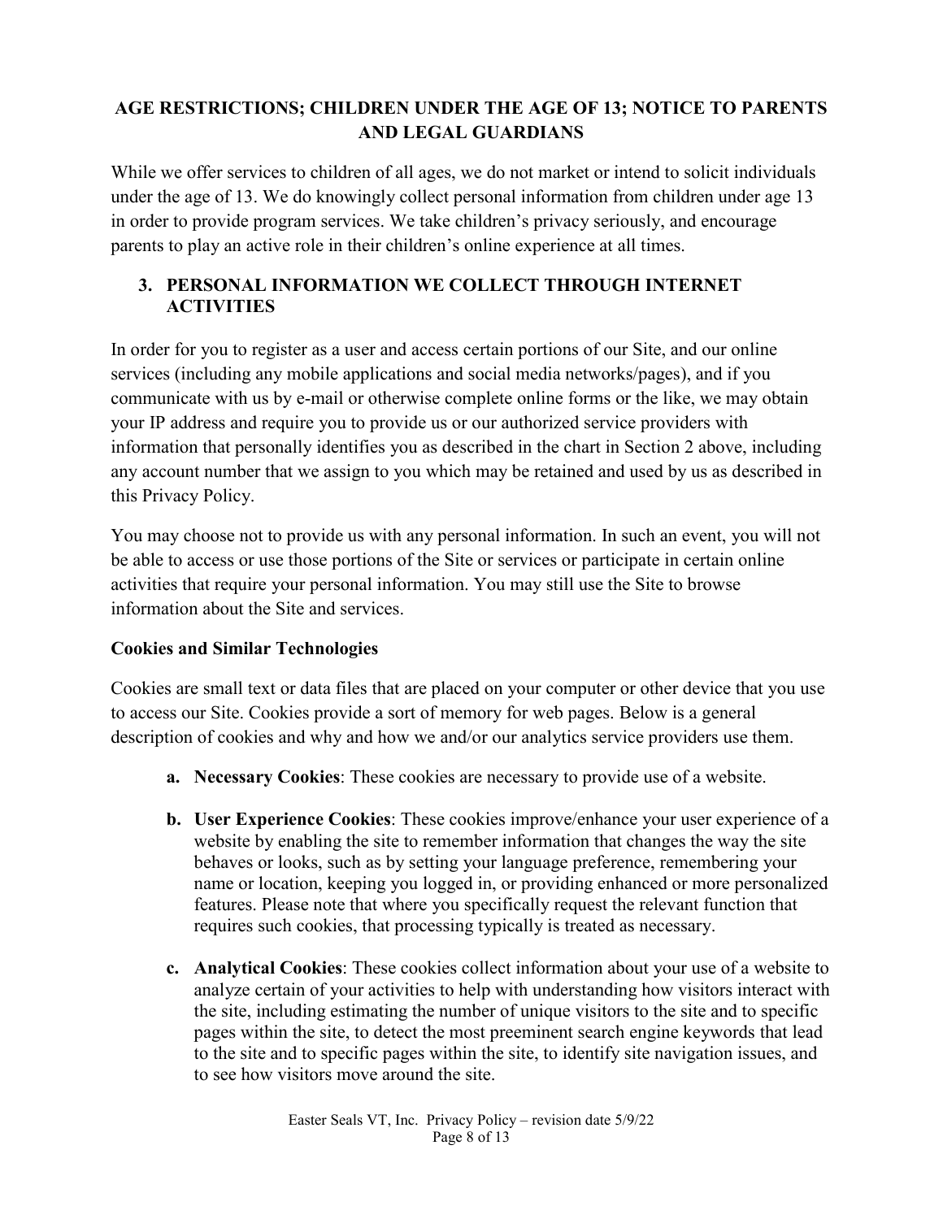## AGE RESTRICTIONS; CHILDREN UNDER THE AGE OF 13; NOTICE TO PARENTS AND LEGAL GUARDIANS

While we offer services to children of all ages, we do not market or intend to solicit individuals under the age of 13. We do knowingly collect personal information from children under age 13 in order to provide program services. We take children's privacy seriously, and encourage parents to play an active role in their children's online experience at all times.

## 3. PERSONAL INFORMATION WE COLLECT THROUGH INTERNET ACTIVITIES

In order for you to register as a user and access certain portions of our Site, and our online services (including any mobile applications and social media networks/pages), and if you communicate with us by e-mail or otherwise complete online forms or the like, we may obtain your IP address and require you to provide us or our authorized service providers with information that personally identifies you as described in the chart in Section 2 above, including any account number that we assign to you which may be retained and used by us as described in this Privacy Policy.

You may choose not to provide us with any personal information. In such an event, you will not be able to access or use those portions of the Site or services or participate in certain online activities that require your personal information. You may still use the Site to browse information about the Site and services.

### Cookies and Similar Technologies

Cookies are small text or data files that are placed on your computer or other device that you use to access our Site. Cookies provide a sort of memory for web pages. Below is a general description of cookies and why and how we and/or our analytics service providers use them.

- **a. Necessary Cookies**: These cookies are necessary to provide use of a website.
- **b. User Experience Cookies**: These cookies improve/enhance your user experience of a website by enabling the site to remember information that changes the way the site behaves or looks, such as by setting your language preference, remembering your name or location, keeping you logged in, or providing enhanced or more personalized features. Please note that where you specifically request the relevant function that requires such cookies, that processing typically is treated as necessary.
- **c. Analytical Cookies**: These cookies collect information about your use of a website to analyze certain of your activities to help with understanding how visitors interact with the site, including estimating the number of unique visitors to the site and to specific pages within the site, to detect the most preeminent search engine keywords that lead to the site and to specific pages within the site, to identify site navigation issues, and to see how visitors move around the site.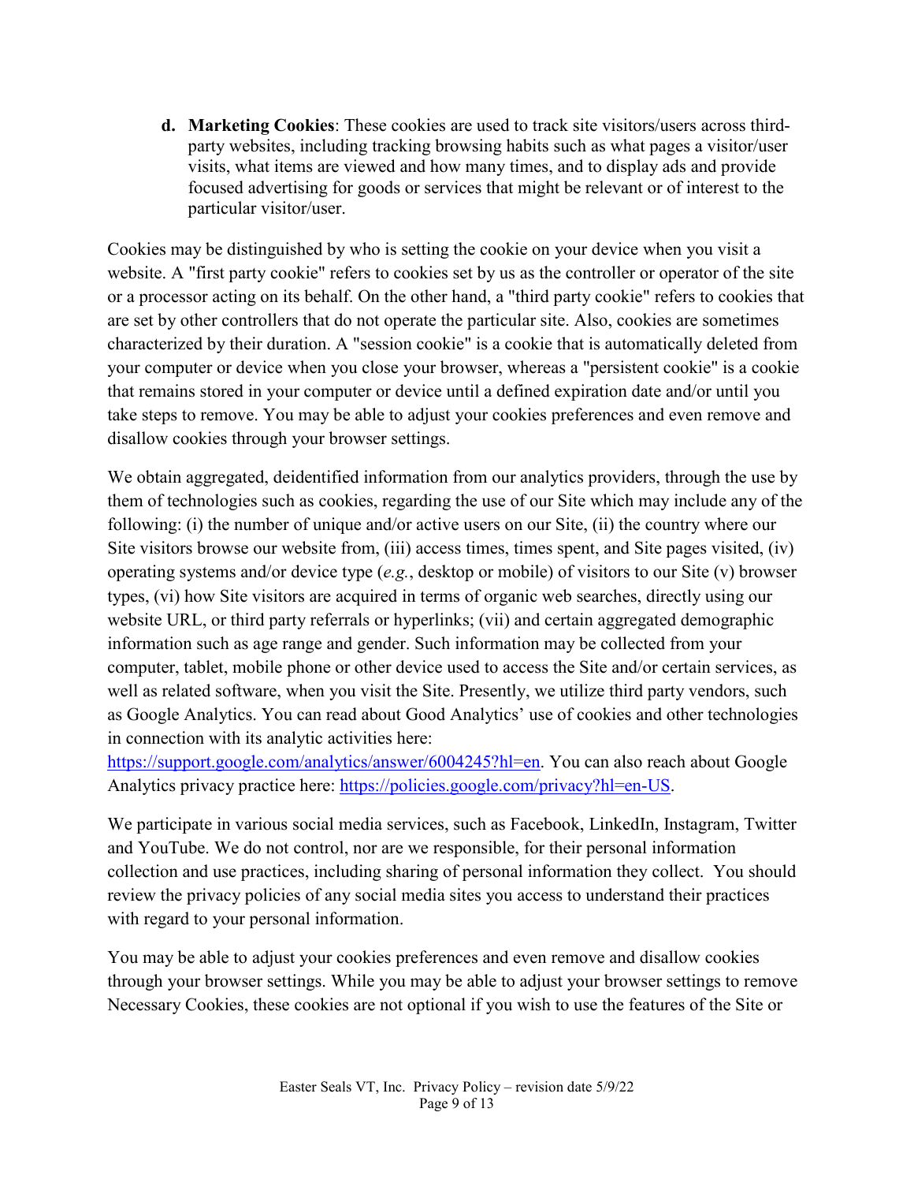d. **Marketing Cookies**: These cookies are used to track site visitors/users across third-party websites, including tracking browsing habits such as what pages a visitor/user visits, what items are viewed and how many times, and to display ads and provide focused advertising for goods or services that might be relevant or of interest to the particular visitor/user.

Cookies may be distinguished by who is setting the cookie on your device when you visit a website. A "first party cookie" refers to cookies set by us as the controller or operator of the site or a processor acting on its behalf. On the other hand, a "third party cookie" refers to cookies that are set by other controllers that do not operate the particular site. Also, cookies are sometimes characterized by their duration. A "session cookie" is a cookie that is automatically deleted from your computer or device when you close your browser, whereas a "persistent cookie" is a cookie that remains stored in your computer or device until a defined expiration date and/or until you take steps to remove. You may be able to adjust your cookies preferences and even remove and disallow cookies through your browser settings.

We obtain aggregated, deidentified information from our analytics providers, through the use by them of technologies such as cookies, regarding the use of our Site which may include any of the following: (i) the number of unique and/or active users on our Site, (ii) the country where our Site visitors browse our website from, (iii) access times, times spent, and Site pages visited, (iv) operating systems and/or device type (*e.g.*, desktop or mobile) of visitors to our Site (v) browser types, (vi) how Site visitors are acquired in terms of organic web searches, directly using our website URL, or third party referrals or hyperlinks; (vii) and certain aggregated demographic information such as age range and gender. Such information may be collected from your computer, tablet, mobile phone or other device used to access the Site and/or certain services, as well as related software, when you visit the Site. Presently, we utilize third party vendors, such as Google Analytics. You can read about Good Analytics' use of cookies and other technologies in connection with its analytic activities here: https://support.google.com/analytics/answer/6004245?hl=en. You can also reach about Google Analytics privacy practice here: https://policies.google.com/privacy?hl=en-US.

We participate in various social media services, such as Facebook, LinkedIn, Instagram, Twitter and YouTube. We do not control, nor are we responsible, for their personal information collection and use practices, including sharing of personal information they collect. You should review the privacy policies of any social media sites you access to understand their practices with regard to your personal information.

You may be able to adjust your cookies preferences and even remove and disallow cookies through your browser settings. While you may be able to adjust your browser settings to remove Necessary Cookies, these cookies are not optional if you wish to use the features of the Site or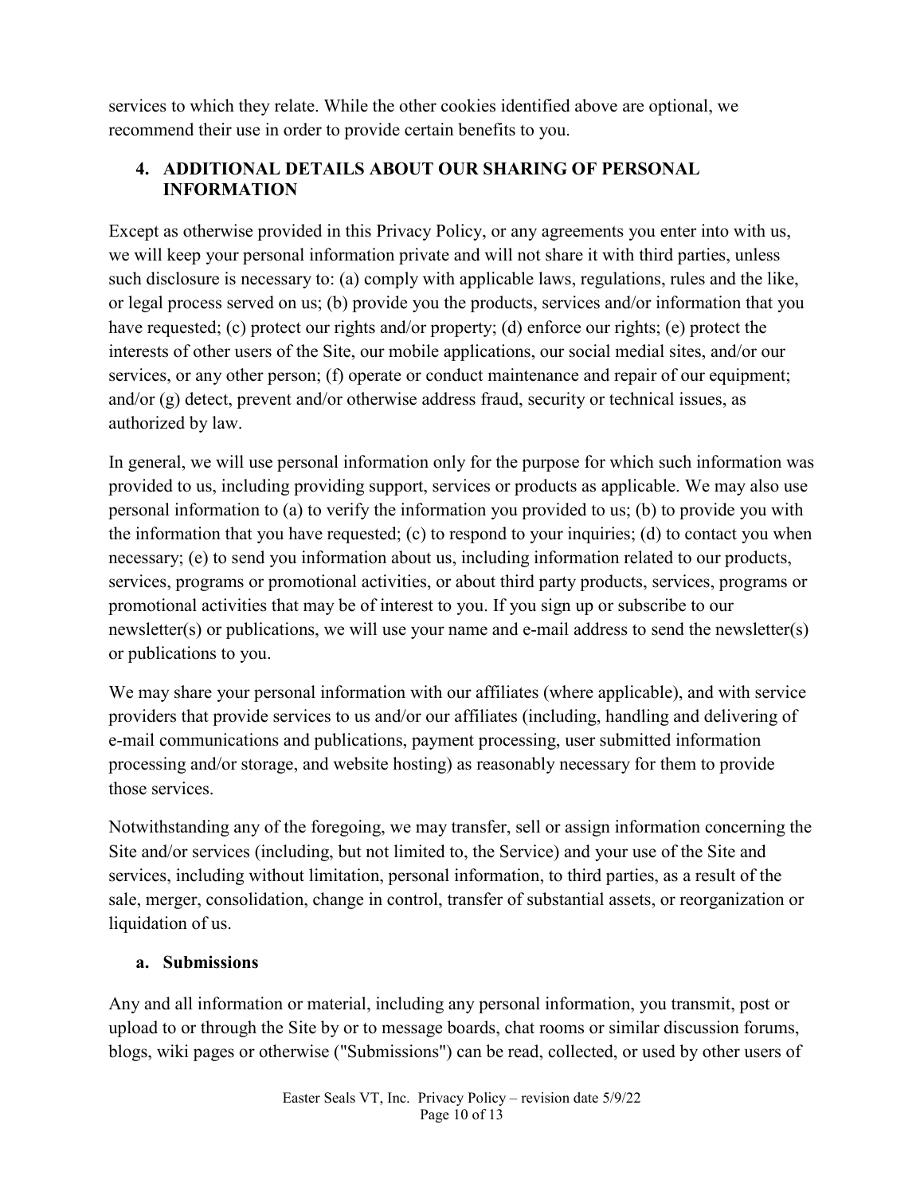services to which they relate. While the other cookies identified above are optional, we recommend their use in order to provide certain benefits to you.

## 4. ADDITIONAL DETAILS ABOUT OUR SHARING OF PERSONAL INFORMATION

Except as otherwise provided in this Privacy Policy, or any agreements you enter into with us, we will keep your personal information private and will not share it with third parties, unless such disclosure is necessary to: (a) comply with applicable laws, regulations, rules and the like, or legal process served on us; (b) provide you the products, services and/or information that you have requested; (c) protect our rights and/or property; (d) enforce our rights; (e) protect the interests of other users of the Site, our mobile applications, our social medial sites, and/or our services, or any other person; (f) operate or conduct maintenance and repair of our equipment; and/or (g) detect, prevent and/or otherwise address fraud, security or technical issues, as authorized by law.

In general, we will use personal information only for the purpose for which such information was provided to us, including providing support, services or products as applicable. We may also use personal information to (a) to verify the information you provided to us; (b) to provide you with the information that you have requested; (c) to respond to your inquiries; (d) to contact you when necessary; (e) to send you information about us, including information related to our products, services, programs or promotional activities, or about third party products, services, programs or promotional activities that may be of interest to you. If you sign up or subscribe to our newsletter(s) or publications, we will use your name and e-mail address to send the newsletter(s) or publications to you.

We may share your personal information with our affiliates (where applicable), and with service providers that provide services to us and/or our affiliates (including, handling and delivering of e-mail communications and publications, payment processing, user submitted information processing and/or storage, and website hosting) as reasonably necessary for them to provide those services.

Notwithstanding any of the foregoing, we may transfer, sell or assign information concerning the Site and/or services (including, but not limited to, the Service) and your use of the Site and services, including without limitation, personal information, to third parties, as a result of the sale, merger, consolidation, change in control, transfer of substantial assets, or reorganization or liquidation of us.

### a. Submissions

Any and all information or material, including any personal information, you transmit, post or upload to or through the Site by or to message boards, chat rooms or similar discussion forums, blogs, wiki pages or otherwise ("Submissions") can be read, collected, or used by other users of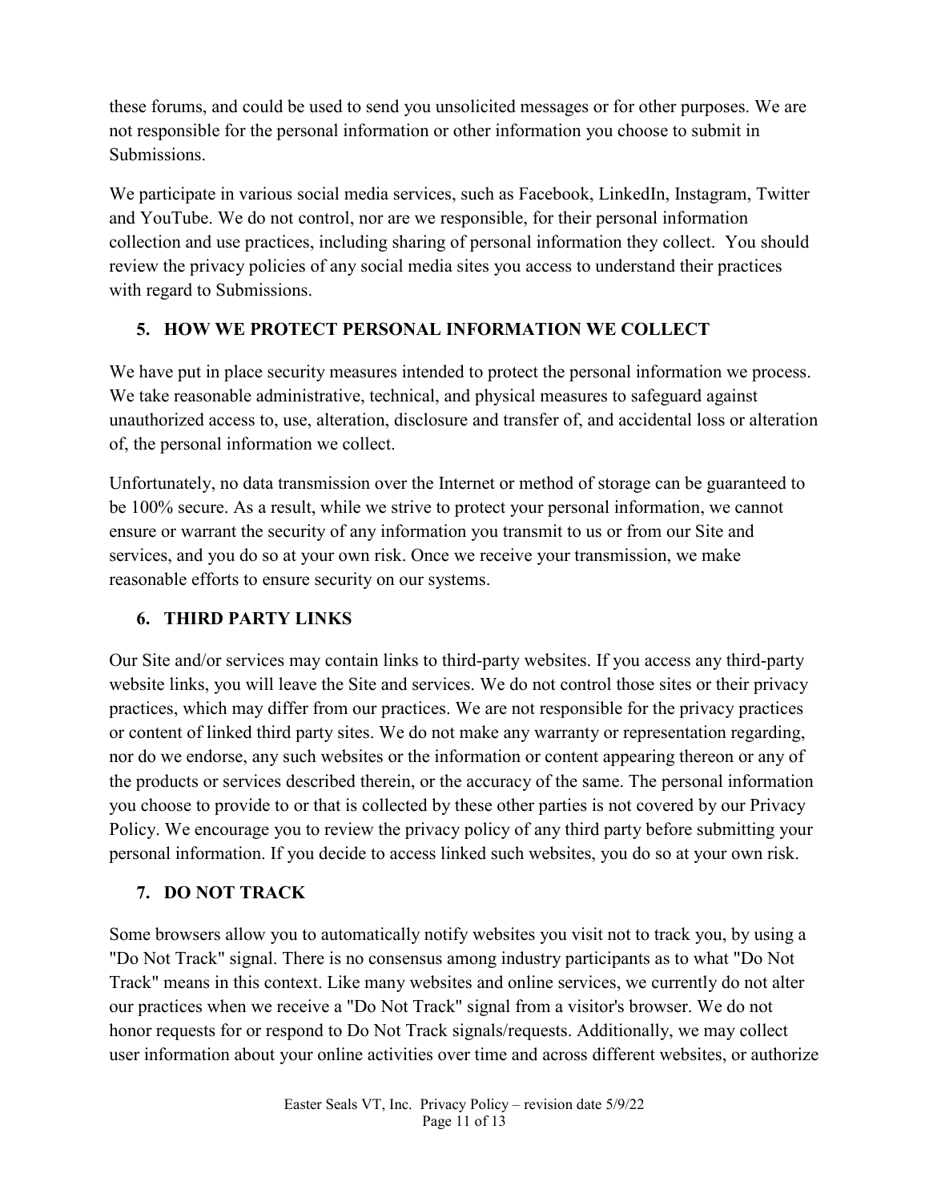these forums, and could be used to send you unsolicited messages or for other purposes. We are not responsible for the personal information or other information you choose to submit in Submissions.

We participate in various social media services, such as Facebook, LinkedIn, Instagram, Twitter and YouTube. We do not control, nor are we responsible, for their personal information collection and use practices, including sharing of personal information they collect. You should review the privacy policies of any social media sites you access to understand their practices with regard to Submissions.

## 5. HOW WE PROTECT PERSONAL INFORMATION WE COLLECT

We have put in place security measures intended to protect the personal information we process. We take reasonable administrative, technical, and physical measures to safeguard against unauthorized access to, use, alteration, disclosure and transfer of, and accidental loss or alteration of, the personal information we collect.

Unfortunately, no data transmission over the Internet or method of storage can be guaranteed to be 100% secure. As a result, while we strive to protect your personal information, we cannot ensure or warrant the security of any information you transmit to us or from our Site and services, and you do so at your own risk. Once we receive your transmission, we make reasonable efforts to ensure security on our systems.

## 6. THIRD PARTY LINKS

Our Site and/or services may contain links to third-party websites. If you access any third-party website links, you will leave the Site and services. We do not control those sites or their privacy practices, which may differ from our practices. We are not responsible for the privacy practices or content of linked third party sites. We do not make any warranty or representation regarding, nor do we endorse, any such websites or the information or content appearing thereon or any of the products or services described therein, or the accuracy of the same. The personal information you choose to provide to or that is collected by these other parties is not covered by our Privacy Policy. We encourage you to review the privacy policy of any third party before submitting your personal information. If you decide to access linked such websites, you do so at your own risk.

## 7. DO NOT TRACK

Some browsers allow you to automatically notify websites you visit not to track you, by using a "Do Not Track" signal. There is no consensus among industry participants as to what "Do Not Track" means in this context. Like many websites and online services, we currently do not alter our practices when we receive a "Do Not Track" signal from a visitor's browser. We do not honor requests for or respond to Do Not Track signals/requests. Additionally, we may collect user information about your online activities over time and across different websites, or authorize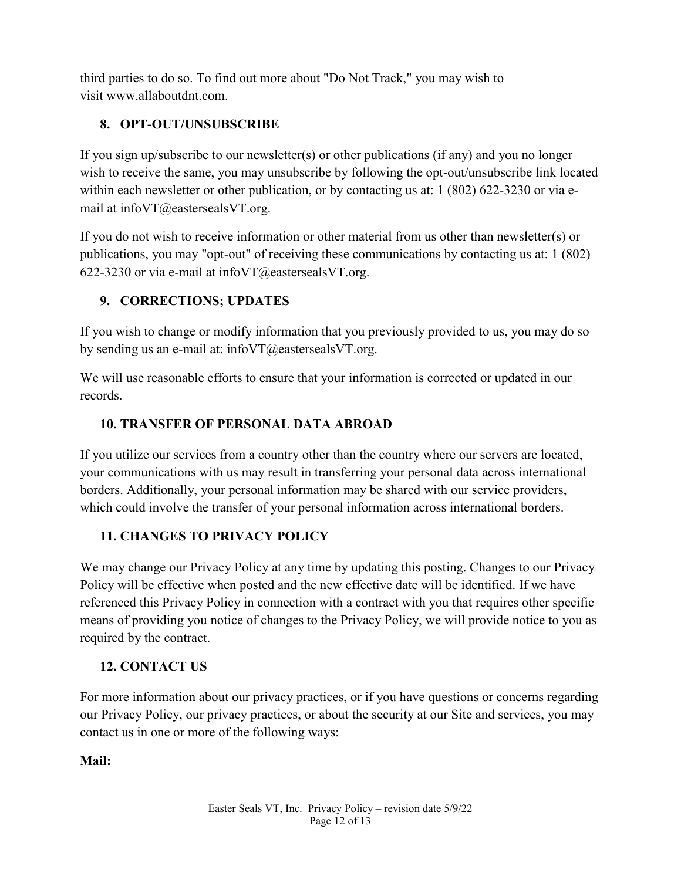third parties to do so. To find out more about "Do Not Track," you may wish to visit www.allaboutdnt.com.

## 8. OPT-OUT/UNSUBSCRIBE

If you sign up/subscribe to our newsletter(s) or other publications (if any) and you no longer wish to receive the same, you may unsubscribe by following the opt-out/unsubscribe link located within each newsletter or other publication, or by contacting us at: 1 (802) 622-3230 or via e-mail at infoVT@eastersealsVT.org.

If you do not wish to receive information or other material from us other than newsletter(s) or publications, you may "opt-out" of receiving these communications by contacting us at: 1 (802) 622-3230 or via e-mail at infoVT@eastersealsVT.org.

## 9. CORRECTIONS; UPDATES

If you wish to change or modify information that you previously provided to us, you may do so by sending us an e-mail at: infoVT@eastersealsVT.org.

We will use reasonable efforts to ensure that your information is corrected or updated in our records.

## 10. TRANSFER OF PERSONAL DATA ABROAD

If you utilize our services from a country other than the country where our servers are located, your communications with us may result in transferring your personal data across international borders. Additionally, your personal information may be shared with our service providers, which could involve the transfer of your personal information across international borders.

## 11. CHANGES TO PRIVACY POLICY

We may change our Privacy Policy at any time by updating this posting. Changes to our Privacy Policy will be effective when posted and the new effective date will be identified. If we have referenced this Privacy Policy in connection with a contract with you that requires other specific means of providing you notice of changes to the Privacy Policy, we will provide notice to you as required by the contract.

## 12. CONTACT US

For more information about our privacy practices, or if you have questions or concerns regarding our Privacy Policy, our privacy practices, or about the security at our Site and services, you may contact us in one or more of the following ways:

**Mail:**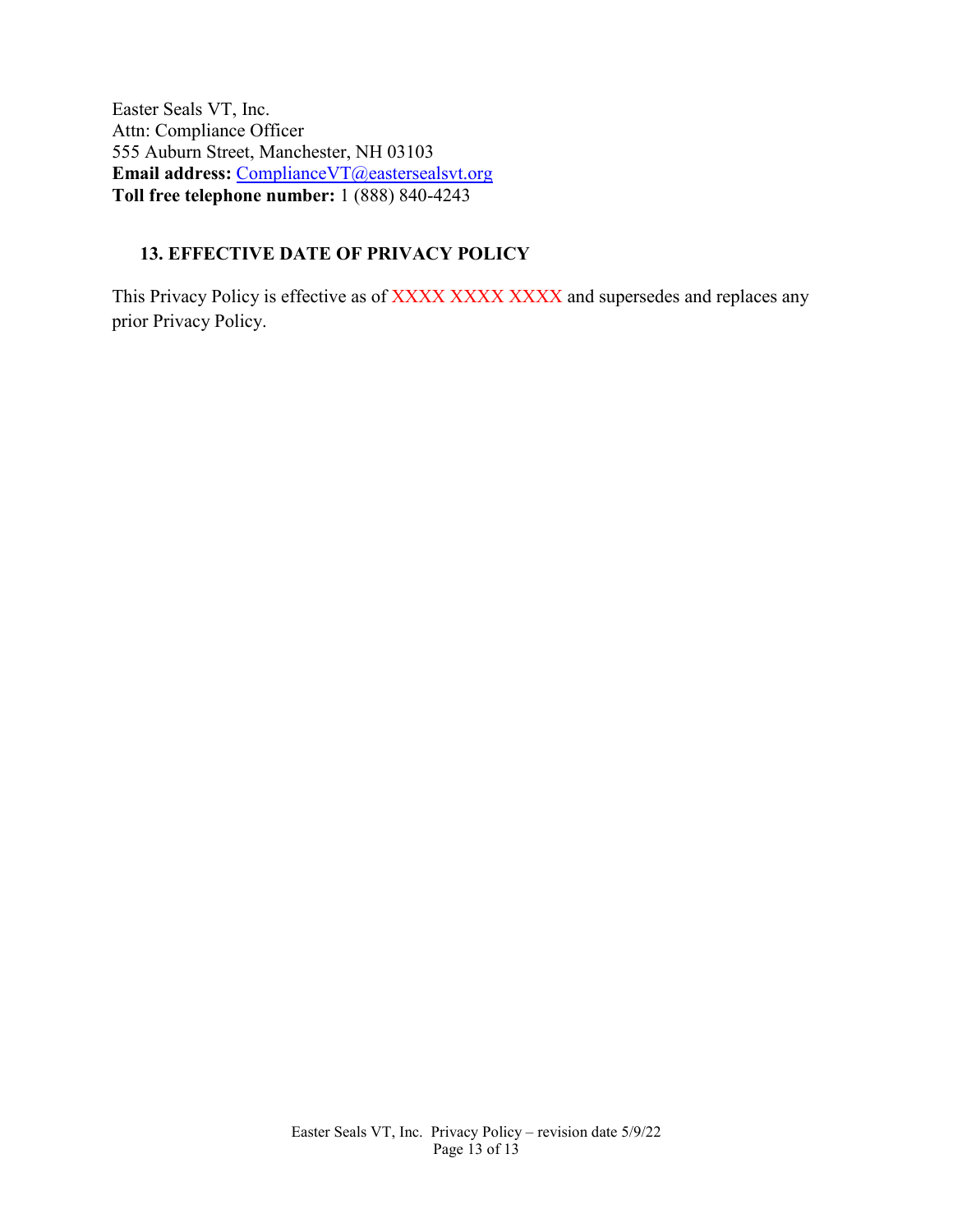Easter Seals VT, Inc.
Attn: Compliance Officer
555 Auburn Street, Manchester, NH 03103
**Email address:** ComplianceVT@eastersealsvt.org
**Toll free telephone number:** 1 (888) 840-4243

## 13. EFFECTIVE DATE OF PRIVACY POLICY

This Privacy Policy is effective as of XXXX XXXX XXXX and supersedes and replaces any prior Privacy Policy.